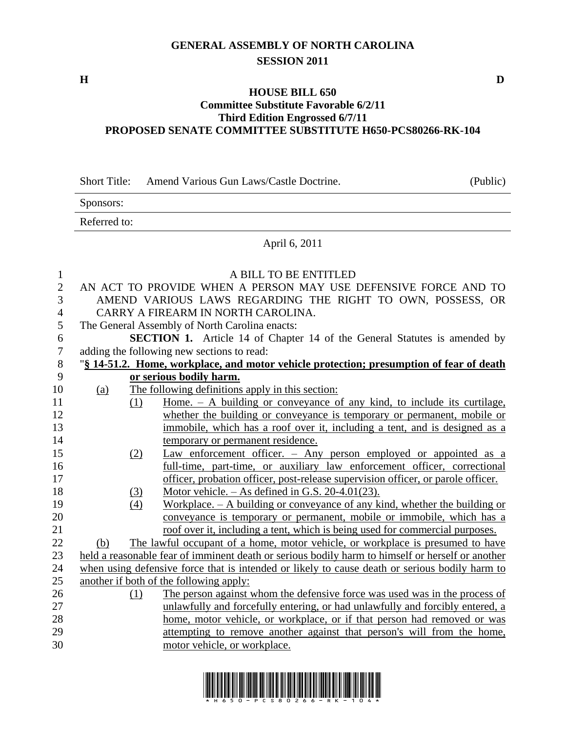# GENERAL ASSEMBLY OF NORTH CAROLINA
## SESSION 2011

**H** **D**

### HOUSE BILL 650
### Committee Substitute Favorable 6/2/11
### Third Edition Engrossed 6/7/11
### PROPOSED SENATE COMMITTEE SUBSTITUTE H650-PCS80266-RK-104

| | | |
|---|---|---|
| Short Title: | Amend Various Gun Laws/Castle Doctrine. | (Public) |
| Sponsors: | | |
| Referred to: | | |

April 6, 2011

A BILL TO BE ENTITLED

AN ACT TO PROVIDE WHEN A PERSON MAY USE DEFENSIVE FORCE AND TO AMEND VARIOUS LAWS REGARDING THE RIGHT TO OWN, POSSESS, OR CARRY A FIREARM IN NORTH CAROLINA.

The General Assembly of North Carolina enacts:

**SECTION 1.** Article 14 of Chapter 14 of the General Statutes is amended by adding the following new sections to read:

"**§ 14-51.2. Home, workplace, and motor vehicle protection; presumption of fear of death or serious bodily harm.**

(a) The following definitions apply in this section:

(1) Home. – A building or conveyance of any kind, to include its curtilage, whether the building or conveyance is temporary or permanent, mobile or immobile, which has a roof over it, including a tent, and is designed as a temporary or permanent residence.

(2) Law enforcement officer. – Any person employed or appointed as a full-time, part-time, or auxiliary law enforcement officer, correctional officer, probation officer, post-release supervision officer, or parole officer.

(3) Motor vehicle. – As defined in G.S. 20-4.01(23).

(4) Workplace. – A building or conveyance of any kind, whether the building or conveyance is temporary or permanent, mobile or immobile, which has a roof over it, including a tent, which is being used for commercial purposes.

(b) The lawful occupant of a home, motor vehicle, or workplace is presumed to have held a reasonable fear of imminent death or serious bodily harm to himself or herself or another when using defensive force that is intended or likely to cause death or serious bodily harm to another if both of the following apply:

(1) The person against whom the defensive force was used was in the process of unlawfully and forcefully entering, or had unlawfully and forcibly entered, a home, motor vehicle, or workplace, or if that person had removed or was attempting to remove another against that person's will from the home, motor vehicle, or workplace.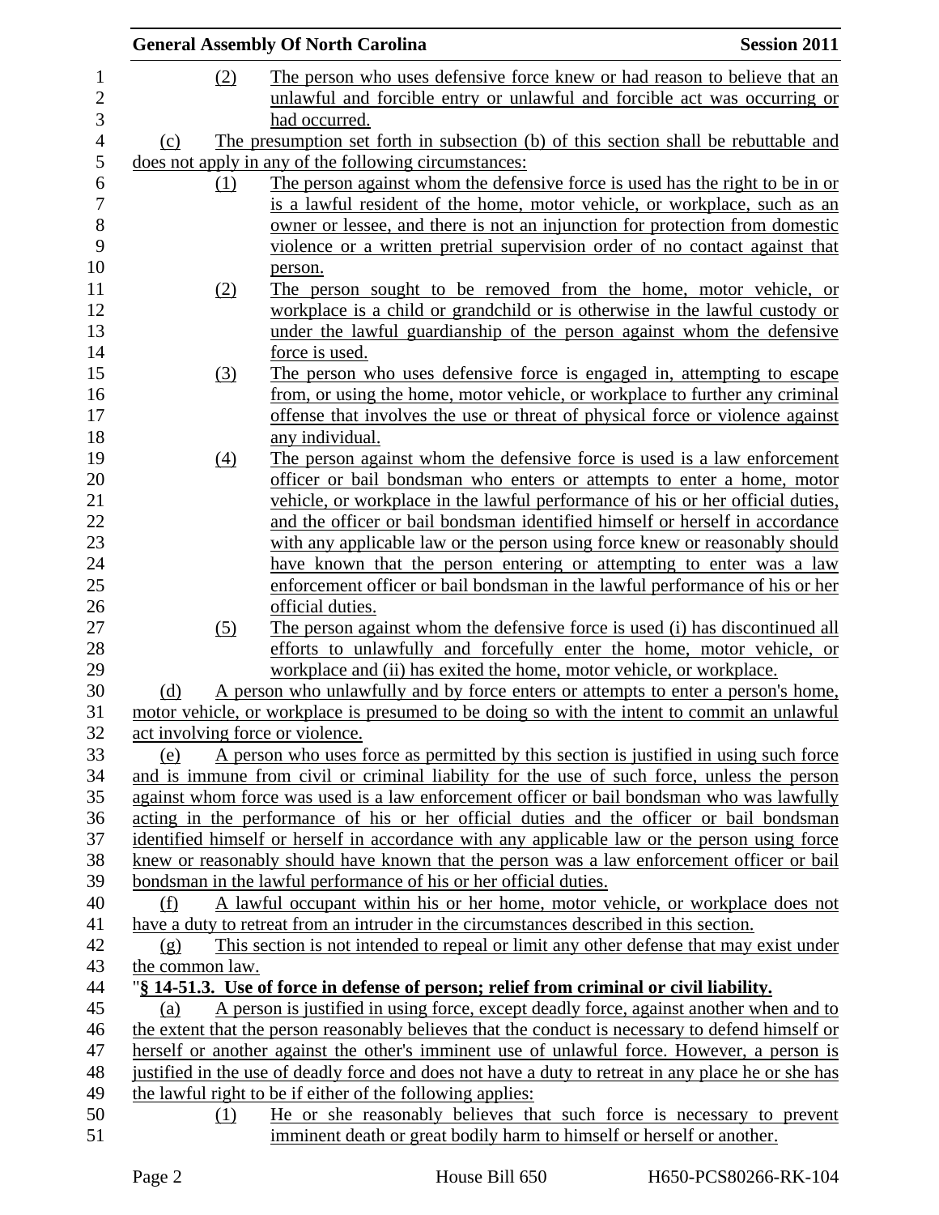(2) The person who uses defensive force knew or had reason to believe that an unlawful and forcible entry or unlawful and forcible act was occurring or had occurred.

(c) The presumption set forth in subsection (b) of this section shall be rebuttable and does not apply in any of the following circumstances:

(1) The person against whom the defensive force is used has the right to be in or is a lawful resident of the home, motor vehicle, or workplace, such as an owner or lessee, and there is not an injunction for protection from domestic violence or a written pretrial supervision order of no contact against that person.

(2) The person sought to be removed from the home, motor vehicle, or workplace is a child or grandchild or is otherwise in the lawful custody or under the lawful guardianship of the person against whom the defensive force is used.

(3) The person who uses defensive force is engaged in, attempting to escape from, or using the home, motor vehicle, or workplace to further any criminal offense that involves the use or threat of physical force or violence against any individual.

(4) The person against whom the defensive force is used is a law enforcement officer or bail bondsman who enters or attempts to enter a home, motor vehicle, or workplace in the lawful performance of his or her official duties, and the officer or bail bondsman identified himself or herself in accordance with any applicable law or the person using force knew or reasonably should have known that the person entering or attempting to enter was a law enforcement officer or bail bondsman in the lawful performance of his or her official duties.

(5) The person against whom the defensive force is used (i) has discontinued all efforts to unlawfully and forcefully enter the home, motor vehicle, or workplace and (ii) has exited the home, motor vehicle, or workplace.

(d) A person who unlawfully and by force enters or attempts to enter a person's home, motor vehicle, or workplace is presumed to be doing so with the intent to commit an unlawful act involving force or violence.

(e) A person who uses force as permitted by this section is justified in using such force and is immune from civil or criminal liability for the use of such force, unless the person against whom force was used is a law enforcement officer or bail bondsman who was lawfully acting in the performance of his or her official duties and the officer or bail bondsman identified himself or herself in accordance with any applicable law or the person using force knew or reasonably should have known that the person was a law enforcement officer or bail bondsman in the lawful performance of his or her official duties.

(f) A lawful occupant within his or her home, motor vehicle, or workplace does not have a duty to retreat from an intruder in the circumstances described in this section.

(g) This section is not intended to repeal or limit any other defense that may exist under the common law.

"**§ 14-51.3. Use of force in defense of person; relief from criminal or civil liability.**

(a) A person is justified in using force, except deadly force, against another when and to the extent that the person reasonably believes that the conduct is necessary to defend himself or herself or another against the other's imminent use of unlawful force. However, a person is justified in the use of deadly force and does not have a duty to retreat in any place he or she has the lawful right to be if either of the following applies:

(1) He or she reasonably believes that such force is necessary to prevent imminent death or great bodily harm to himself or herself or another.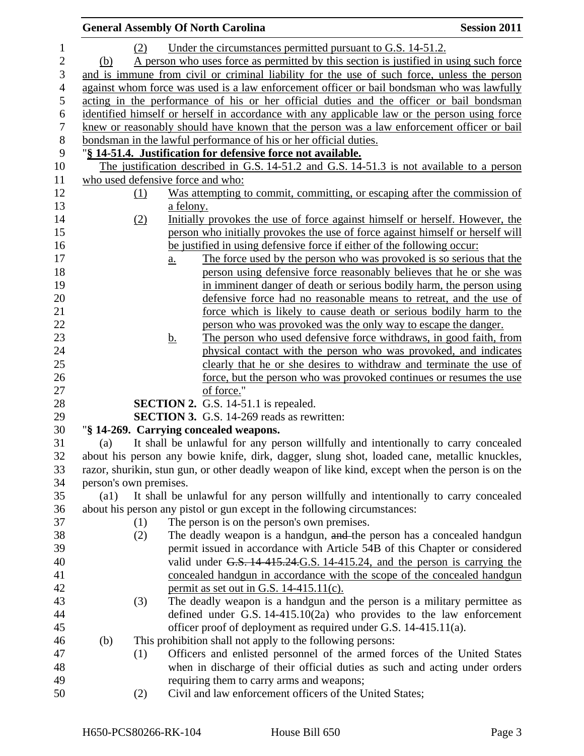(2) Under the circumstances permitted pursuant to G.S. 14-51.2.

(b) A person who uses force as permitted by this section is justified in using such force and is immune from civil or criminal liability for the use of such force, unless the person against whom force was used is a law enforcement officer or bail bondsman who was lawfully acting in the performance of his or her official duties and the officer or bail bondsman identified himself or herself in accordance with any applicable law or the person using force knew or reasonably should have known that the person was a law enforcement officer or bail bondsman in the lawful performance of his or her official duties.

"**§ 14-51.4. Justification for defensive force not available.**

The justification described in G.S. 14-51.2 and G.S. 14-51.3 is not available to a person who used defensive force and who:

(1) Was attempting to commit, committing, or escaping after the commission of a felony.

(2) Initially provokes the use of force against himself or herself. However, the person who initially provokes the use of force against himself or herself will be justified in using defensive force if either of the following occur:

a. The force used by the person who was provoked is so serious that the person using defensive force reasonably believes that he or she was in imminent danger of death or serious bodily harm, the person using defensive force had no reasonable means to retreat, and the use of force which is likely to cause death or serious bodily harm to the person who was provoked was the only way to escape the danger.

b. The person who used defensive force withdraws, in good faith, from physical contact with the person who was provoked, and indicates clearly that he or she desires to withdraw and terminate the use of force, but the person who was provoked continues or resumes the use of force."

**SECTION 2.** G.S. 14-51.1 is repealed.

**SECTION 3.** G.S. 14-269 reads as rewritten:

"**§ 14-269. Carrying concealed weapons.**

(a) It shall be unlawful for any person willfully and intentionally to carry concealed about his person any bowie knife, dirk, dagger, slung shot, loaded cane, metallic knuckles, razor, shurikin, stun gun, or other deadly weapon of like kind, except when the person is on the person's own premises.

(a1) It shall be unlawful for any person willfully and intentionally to carry concealed about his person any pistol or gun except in the following circumstances:

(1) The person is on the person's own premises.

(2) The deadly weapon is a handgun, ~~and~~ the person has a concealed handgun permit issued in accordance with Article 54B of this Chapter or considered valid under ~~G.S. 14-415.24.~~G.S. 14-415.24, and the person is carrying the concealed handgun in accordance with the scope of the concealed handgun permit as set out in G.S. 14-415.11(c).

(3) The deadly weapon is a handgun and the person is a military permittee as defined under G.S. 14-415.10(2a) who provides to the law enforcement officer proof of deployment as required under G.S. 14-415.11(a).

(b) This prohibition shall not apply to the following persons:

(1) Officers and enlisted personnel of the armed forces of the United States when in discharge of their official duties as such and acting under orders requiring them to carry arms and weapons;

(2) Civil and law enforcement officers of the United States;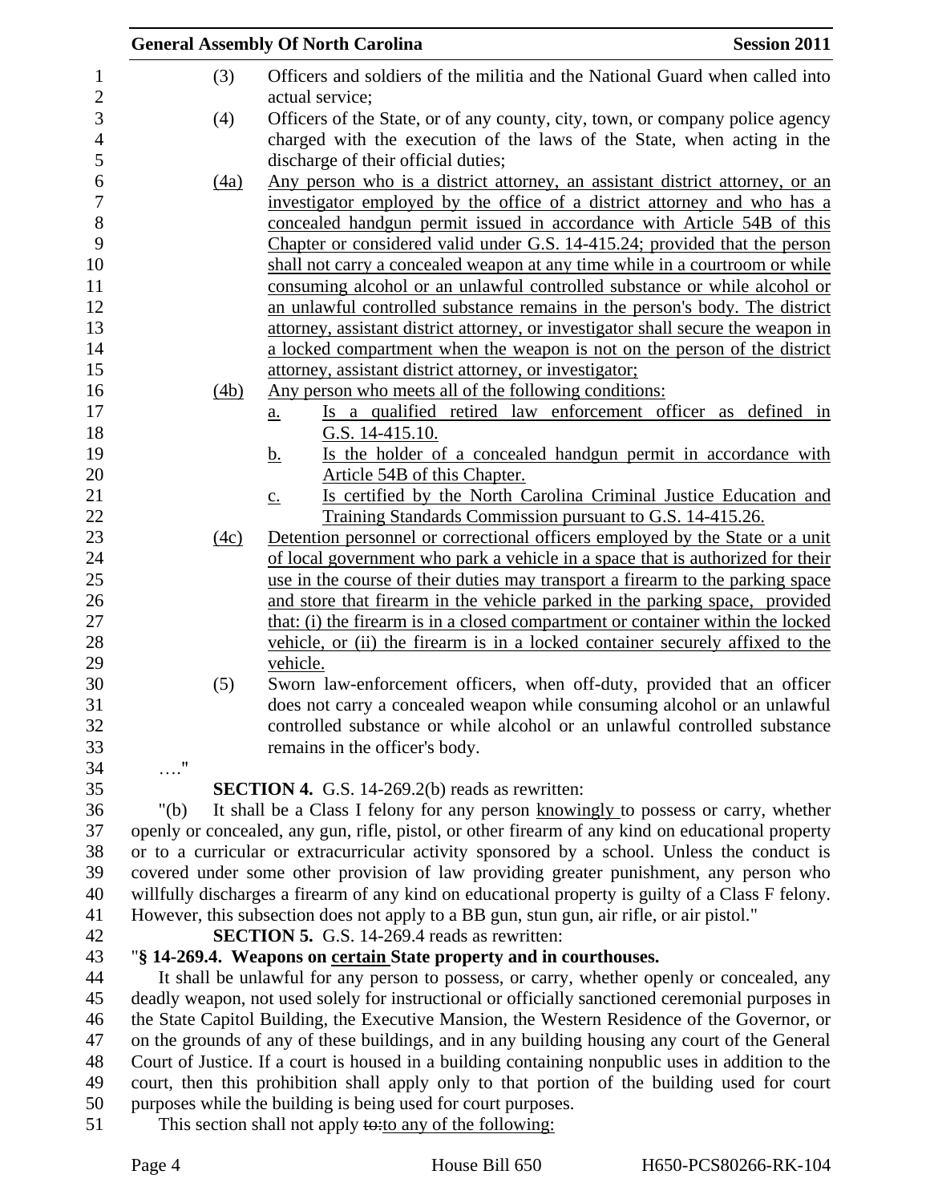(3) Officers and soldiers of the militia and the National Guard when called into actual service;

(4) Officers of the State, or of any county, city, town, or company police agency charged with the execution of the laws of the State, when acting in the discharge of their official duties;

(4a) Any person who is a district attorney, an assistant district attorney, or an investigator employed by the office of a district attorney and who has a concealed handgun permit issued in accordance with Article 54B of this Chapter or considered valid under G.S. 14-415.24; provided that the person shall not carry a concealed weapon at any time while in a courtroom or while consuming alcohol or an unlawful controlled substance or while alcohol or an unlawful controlled substance remains in the person's body. The district attorney, assistant district attorney, or investigator shall secure the weapon in a locked compartment when the weapon is not on the person of the district attorney, assistant district attorney, or investigator;

(4b) Any person who meets all of the following conditions:

a. Is a qualified retired law enforcement officer as defined in G.S. 14-415.10.
b. Is the holder of a concealed handgun permit in accordance with Article 54B of this Chapter.
c. Is certified by the North Carolina Criminal Justice Education and Training Standards Commission pursuant to G.S. 14-415.26.

(4c) Detention personnel or correctional officers employed by the State or a unit of local government who park a vehicle in a space that is authorized for their use in the course of their duties may transport a firearm to the parking space and store that firearm in the vehicle parked in the parking space, provided that: (i) the firearm is in a closed compartment or container within the locked vehicle, or (ii) the firearm is in a locked container securely affixed to the vehicle.

(5) Sworn law-enforcement officers, when off-duty, provided that an officer does not carry a concealed weapon while consuming alcohol or an unlawful controlled substance or while alcohol or an unlawful controlled substance remains in the officer's body.

…."

**SECTION 4.** G.S. 14-269.2(b) reads as rewritten:

"(b) It shall be a Class I felony for any person knowingly to possess or carry, whether openly or concealed, any gun, rifle, pistol, or other firearm of any kind on educational property or to a curricular or extracurricular activity sponsored by a school. Unless the conduct is covered under some other provision of law providing greater punishment, any person who willfully discharges a firearm of any kind on educational property is guilty of a Class F felony. However, this subsection does not apply to a BB gun, stun gun, air rifle, or air pistol."

**SECTION 5.** G.S. 14-269.4 reads as rewritten:

"**§ 14-269.4. Weapons on certain State property and in courthouses.**

It shall be unlawful for any person to possess, or carry, whether openly or concealed, any deadly weapon, not used solely for instructional or officially sanctioned ceremonial purposes in the State Capitol Building, the Executive Mansion, the Western Residence of the Governor, or on the grounds of any of these buildings, and in any building housing any court of the General Court of Justice. If a court is housed in a building containing nonpublic uses in addition to the court, then this prohibition shall apply only to that portion of the building used for court purposes while the building is being used for court purposes.

This section shall not apply ~~to:~~to any of the following: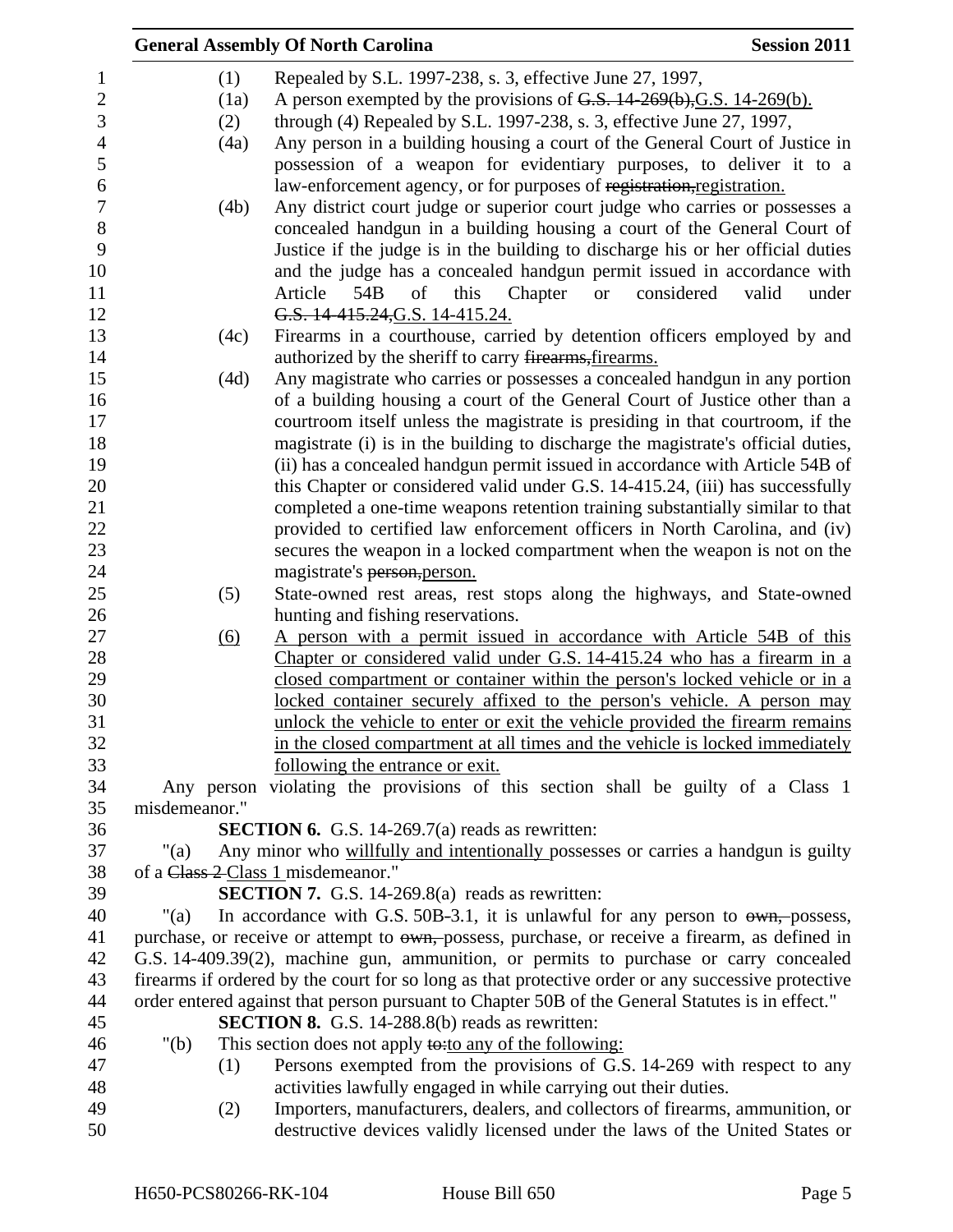(1) Repealed by S.L. 1997-238, s. 3, effective June 27, 1997,

(1a) A person exempted by the provisions of ~~G.S. 14-269(b),~~G.S. 14-269(b).

(2) through (4) Repealed by S.L. 1997-238, s. 3, effective June 27, 1997,

(4a) Any person in a building housing a court of the General Court of Justice in possession of a weapon for evidentiary purposes, to deliver it to a law-enforcement agency, or for purposes of ~~registration,~~registration.

(4b) Any district court judge or superior court judge who carries or possesses a concealed handgun in a building housing a court of the General Court of Justice if the judge is in the building to discharge his or her official duties and the judge has a concealed handgun permit issued in accordance with Article 54B of this Chapter or considered valid under ~~G.S. 14-415.24,~~G.S. 14-415.24.

(4c) Firearms in a courthouse, carried by detention officers employed by and authorized by the sheriff to carry ~~firearms,~~firearms.

(4d) Any magistrate who carries or possesses a concealed handgun in any portion of a building housing a court of the General Court of Justice other than a courtroom itself unless the magistrate is presiding in that courtroom, if the magistrate (i) is in the building to discharge the magistrate's official duties, (ii) has a concealed handgun permit issued in accordance with Article 54B of this Chapter or considered valid under G.S. 14-415.24, (iii) has successfully completed a one-time weapons retention training substantially similar to that provided to certified law enforcement officers in North Carolina, and (iv) secures the weapon in a locked compartment when the weapon is not on the magistrate's ~~person,~~person.

(5) State-owned rest areas, rest stops along the highways, and State-owned hunting and fishing reservations.

<u>(6) A person with a permit issued in accordance with Article 54B of this Chapter or considered valid under G.S. 14-415.24 who has a firearm in a closed compartment or container within the person's locked vehicle or in a locked container securely affixed to the person's vehicle. A person may unlock the vehicle to enter or exit the vehicle provided the firearm remains in the closed compartment at all times and the vehicle is locked immediately following the entrance or exit.</u>

Any person violating the provisions of this section shall be guilty of a Class 1 misdemeanor."

**SECTION 6.** G.S. 14-269.7(a) reads as rewritten:

"(a) Any minor who <u>willfully and intentionally</u> possesses or carries a handgun is guilty of a ~~Class 2~~ Class 1 misdemeanor."

**SECTION 7.** G.S. 14-269.8(a) reads as rewritten:

"(a) In accordance with G.S. 50B-3.1, it is unlawful for any person to ~~own,~~ possess, purchase, or receive or attempt to ~~own,~~ possess, purchase, or receive a firearm, as defined in G.S. 14-409.39(2), machine gun, ammunition, or permits to purchase or carry concealed firearms if ordered by the court for so long as that protective order or any successive protective order entered against that person pursuant to Chapter 50B of the General Statutes is in effect."

**SECTION 8.** G.S. 14-288.8(b) reads as rewritten:

"(b) This section does not apply ~~to:~~<u>to any of the following:</u>

(1) Persons exempted from the provisions of G.S. 14-269 with respect to any activities lawfully engaged in while carrying out their duties.

(2) Importers, manufacturers, dealers, and collectors of firearms, ammunition, or destructive devices validly licensed under the laws of the United States or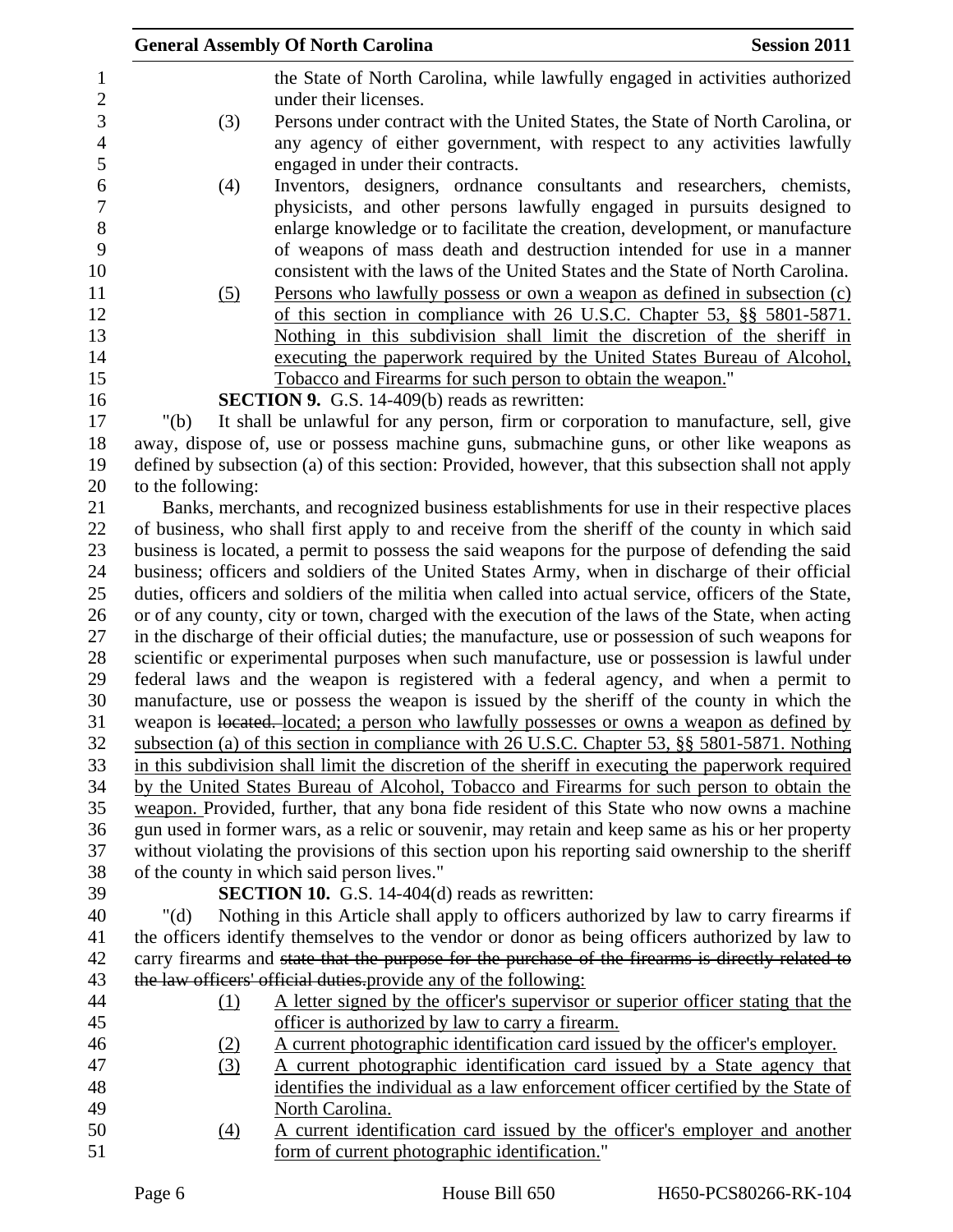the State of North Carolina, while lawfully engaged in activities authorized under their licenses.

(3) Persons under contract with the United States, the State of North Carolina, or any agency of either government, with respect to any activities lawfully engaged in under their contracts.

(4) Inventors, designers, ordnance consultants and researchers, chemists, physicists, and other persons lawfully engaged in pursuits designed to enlarge knowledge or to facilitate the creation, development, or manufacture of weapons of mass death and destruction intended for use in a manner consistent with the laws of the United States and the State of North Carolina.

<u>(5) Persons who lawfully possess or own a weapon as defined in subsection (c) of this section in compliance with 26 U.S.C. Chapter 53, §§ 5801-5871. Nothing in this subdivision shall limit the discretion of the sheriff in executing the paperwork required by the United States Bureau of Alcohol, Tobacco and Firearms for such person to obtain the weapon.</u>"

**SECTION 9.** G.S. 14-409(b) reads as rewritten:

"(b) It shall be unlawful for any person, firm or corporation to manufacture, sell, give away, dispose of, use or possess machine guns, submachine guns, or other like weapons as defined by subsection (a) of this section: Provided, however, that this subsection shall not apply to the following:

Banks, merchants, and recognized business establishments for use in their respective places of business, who shall first apply to and receive from the sheriff of the county in which said business is located, a permit to possess the said weapons for the purpose of defending the said business; officers and soldiers of the United States Army, when in discharge of their official duties, officers and soldiers of the militia when called into actual service, officers of the State, or of any county, city or town, charged with the execution of the laws of the State, when acting in the discharge of their official duties; the manufacture, use or possession of such weapons for scientific or experimental purposes when such manufacture, use or possession is lawful under federal laws and the weapon is registered with a federal agency, and when a permit to manufacture, use or possess the weapon is issued by the sheriff of the county in which the weapon is ~~located.~~ <u>located; a person who lawfully possesses or owns a weapon as defined by subsection (a) of this section in compliance with 26 U.S.C. Chapter 53, §§ 5801-5871. Nothing in this subdivision shall limit the discretion of the sheriff in executing the paperwork required by the United States Bureau of Alcohol, Tobacco and Firearms for such person to obtain the weapon.</u> Provided, further, that any bona fide resident of this State who now owns a machine gun used in former wars, as a relic or souvenir, may retain and keep same as his or her property without violating the provisions of this section upon his reporting said ownership to the sheriff of the county in which said person lives."

**SECTION 10.** G.S. 14-404(d) reads as rewritten:

"(d) Nothing in this Article shall apply to officers authorized by law to carry firearms if the officers identify themselves to the vendor or donor as being officers authorized by law to carry firearms and ~~state that the purpose for the purchase of the firearms is directly related to the law officers' official duties.~~<u>provide any of the following:</u>

<u>(1) A letter signed by the officer's supervisor or superior officer stating that the officer is authorized by law to carry a firearm.</u>

<u>(2) A current photographic identification card issued by the officer's employer.</u>

<u>(3) A current photographic identification card issued by a State agency that identifies the individual as a law enforcement officer certified by the State of North Carolina.</u>

<u>(4) A current identification card issued by the officer's employer and another form of current photographic identification.</u>"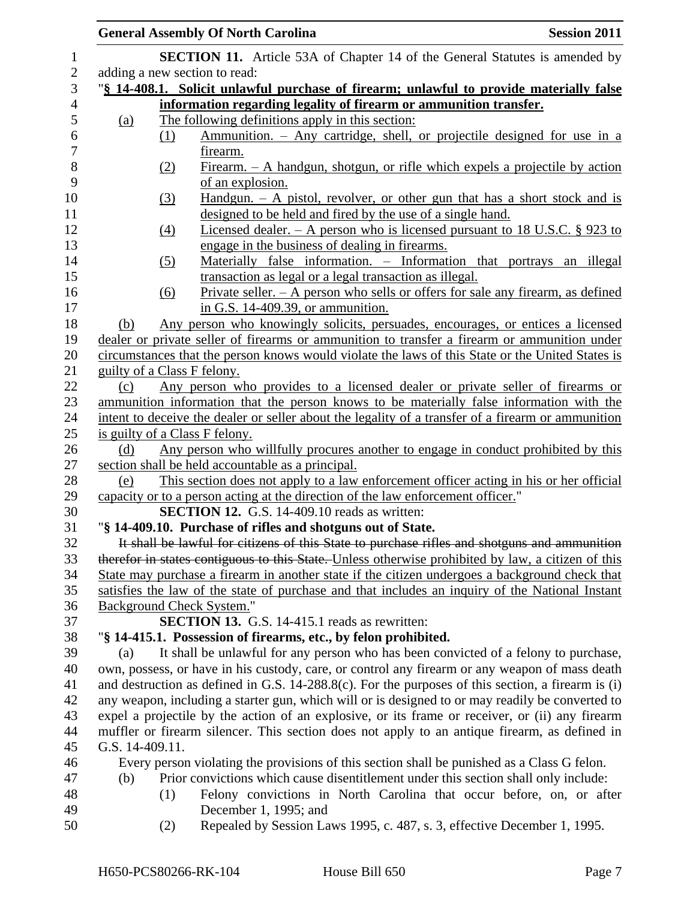**SECTION 11.** Article 53A of Chapter 14 of the General Statutes is amended by adding a new section to read:

"**§ 14-408.1. Solicit unlawful purchase of firearm; unlawful to provide materially false information regarding legality of firearm or ammunition transfer.**

(a) The following definitions apply in this section:

(1) Ammunition. – Any cartridge, shell, or projectile designed for use in a firearm.

(2) Firearm. – A handgun, shotgun, or rifle which expels a projectile by action of an explosion.

(3) Handgun. – A pistol, revolver, or other gun that has a short stock and is designed to be held and fired by the use of a single hand.

(4) Licensed dealer. – A person who is licensed pursuant to 18 U.S.C. § 923 to engage in the business of dealing in firearms.

(5) Materially false information. – Information that portrays an illegal transaction as legal or a legal transaction as illegal.

(6) Private seller. – A person who sells or offers for sale any firearm, as defined in G.S. 14-409.39, or ammunition.

(b) Any person who knowingly solicits, persuades, encourages, or entices a licensed dealer or private seller of firearms or ammunition to transfer a firearm or ammunition under circumstances that the person knows would violate the laws of this State or the United States is guilty of a Class F felony.

(c) Any person who provides to a licensed dealer or private seller of firearms or ammunition information that the person knows to be materially false information with the intent to deceive the dealer or seller about the legality of a transfer of a firearm or ammunition is guilty of a Class F felony.

(d) Any person who willfully procures another to engage in conduct prohibited by this section shall be held accountable as a principal.

(e) This section does not apply to a law enforcement officer acting in his or her official capacity or to a person acting at the direction of the law enforcement officer."

**SECTION 12.** G.S. 14-409.10 reads as written:

"**§ 14-409.10. Purchase of rifles and shotguns out of State.**

~~It shall be lawful for citizens of this State to purchase rifles and shotguns and ammunition therefor in states contiguous to this State.~~ Unless otherwise prohibited by law, a citizen of this State may purchase a firearm in another state if the citizen undergoes a background check that satisfies the law of the state of purchase and that includes an inquiry of the National Instant Background Check System."

**SECTION 13.** G.S. 14-415.1 reads as rewritten:

"**§ 14-415.1. Possession of firearms, etc., by felon prohibited.**

(a) It shall be unlawful for any person who has been convicted of a felony to purchase, own, possess, or have in his custody, care, or control any firearm or any weapon of mass death and destruction as defined in G.S. 14-288.8(c). For the purposes of this section, a firearm is (i) any weapon, including a starter gun, which will or is designed to or may readily be converted to expel a projectile by the action of an explosive, or its frame or receiver, or (ii) any firearm muffler or firearm silencer. This section does not apply to an antique firearm, as defined in G.S. 14-409.11.

Every person violating the provisions of this section shall be punished as a Class G felon.

(b) Prior convictions which cause disentitlement under this section shall only include:

(1) Felony convictions in North Carolina that occur before, on, or after December 1, 1995; and

(2) Repealed by Session Laws 1995, c. 487, s. 3, effective December 1, 1995.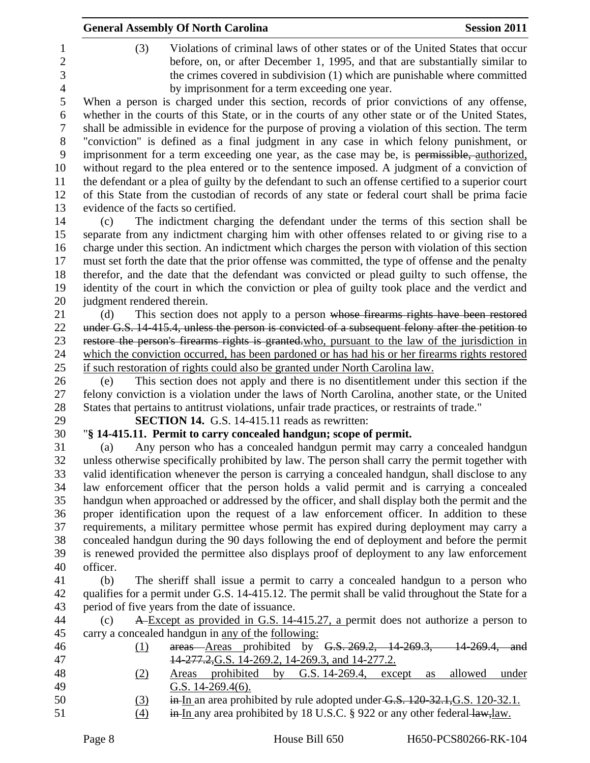(3) Violations of criminal laws of other states or of the United States that occur before, on, or after December 1, 1995, and that are substantially similar to the crimes covered in subdivision (1) which are punishable where committed by imprisonment for a term exceeding one year.

When a person is charged under this section, records of prior convictions of any offense, whether in the courts of this State, or in the courts of any other state or of the United States, shall be admissible in evidence for the purpose of proving a violation of this section. The term "conviction" is defined as a final judgment in any case in which felony punishment, or imprisonment for a term exceeding one year, as the case may be, is ~~permissible,~~ authorized, without regard to the plea entered or to the sentence imposed. A judgment of a conviction of the defendant or a plea of guilty by the defendant to such an offense certified to a superior court of this State from the custodian of records of any state or federal court shall be prima facie evidence of the facts so certified.

(c) The indictment charging the defendant under the terms of this section shall be separate from any indictment charging him with other offenses related to or giving rise to a charge under this section. An indictment which charges the person with violation of this section must set forth the date that the prior offense was committed, the type of offense and the penalty therefor, and the date that the defendant was convicted or plead guilty to such offense, the identity of the court in which the conviction or plea of guilty took place and the verdict and judgment rendered therein.

(d) This section does not apply to a person ~~whose firearms rights have been restored under G.S. 14-415.4, unless the person is convicted of a subsequent felony after the petition to restore the person's firearms rights is granted.~~ who, pursuant to the law of the jurisdiction in which the conviction occurred, has been pardoned or has had his or her firearms rights restored if such restoration of rights could also be granted under North Carolina law.

(e) This section does not apply and there is no disentitlement under this section if the felony conviction is a violation under the laws of North Carolina, another state, or the United States that pertains to antitrust violations, unfair trade practices, or restraints of trade."

**SECTION 14.** G.S. 14-415.11 reads as rewritten:

"**§ 14-415.11. Permit to carry concealed handgun; scope of permit.**

(a) Any person who has a concealed handgun permit may carry a concealed handgun unless otherwise specifically prohibited by law. The person shall carry the permit together with valid identification whenever the person is carrying a concealed handgun, shall disclose to any law enforcement officer that the person holds a valid permit and is carrying a concealed handgun when approached or addressed by the officer, and shall display both the permit and the proper identification upon the request of a law enforcement officer. In addition to these requirements, a military permittee whose permit has expired during deployment may carry a concealed handgun during the 90 days following the end of deployment and before the permit is renewed provided the permittee also displays proof of deployment to any law enforcement officer.

(b) The sheriff shall issue a permit to carry a concealed handgun to a person who qualifies for a permit under G.S. 14-415.12. The permit shall be valid throughout the State for a period of five years from the date of issuance.

(c) ~~A~~ Except as provided in G.S. 14-415.27, a permit does not authorize a person to carry a concealed handgun in any of the following:

(1) ~~areas~~ Areas prohibited by ~~G.S. 269.2, 14-269.3, 14-269.4, and 14-277.2,~~ G.S. 14-269.2, 14-269.3, and 14-277.2.

(2) Areas prohibited by G.S. 14-269.4, except as allowed under G.S. 14-269.4(6).

(3) ~~in~~ In an area prohibited by rule adopted under ~~G.S. 120-32.1,~~ G.S. 120-32.1.

(4) ~~in~~ In any area prohibited by 18 U.S.C. § 922 or any other federal ~~law,~~ law.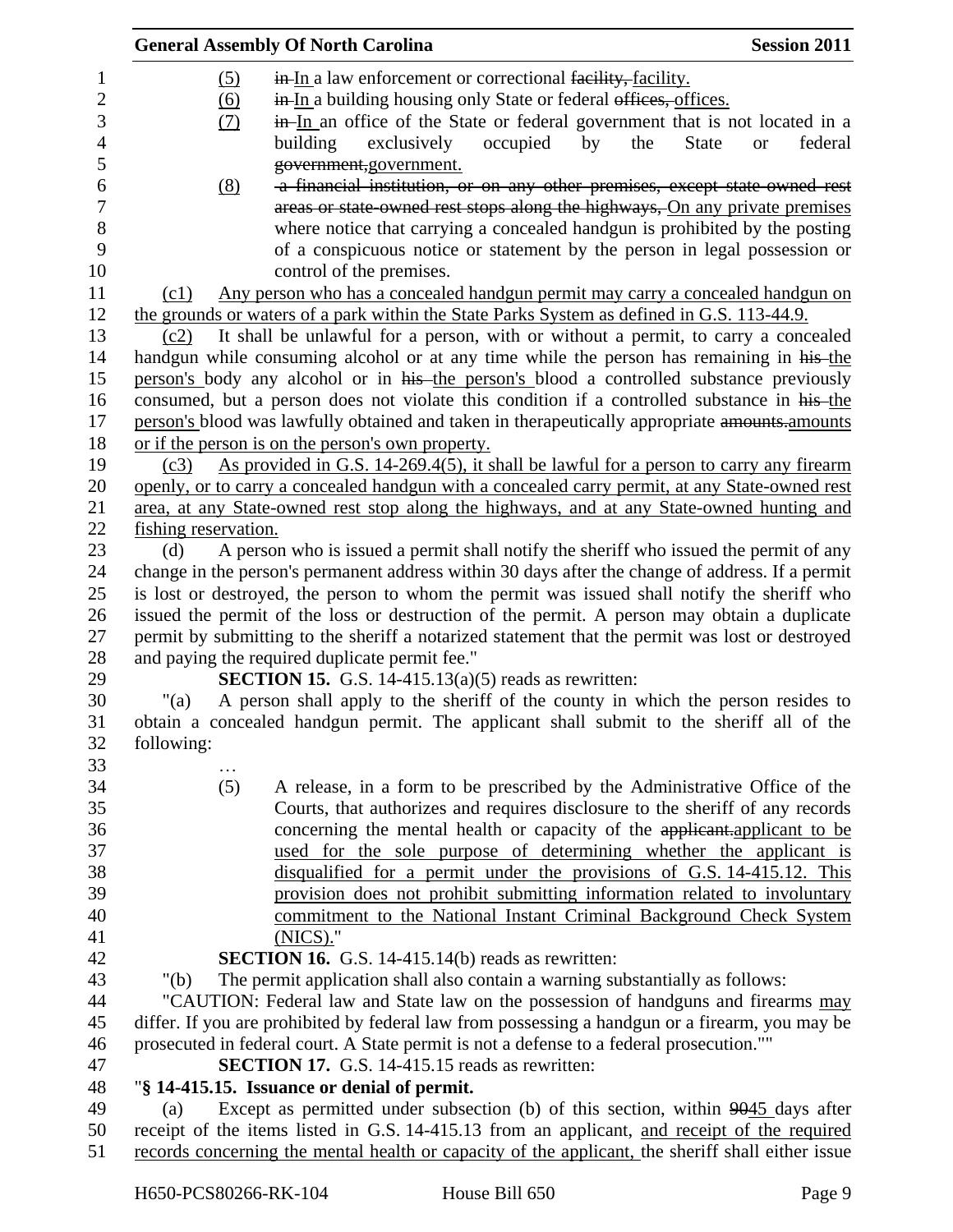(5) ~~in~~ In a law enforcement or correctional ~~facility,~~ facility.

(6) ~~in~~ In a building housing only State or federal ~~offices,~~ offices.

(7) ~~in~~ In an office of the State or federal government that is not located in a building exclusively occupied by the State or federal ~~government,~~ government.

(8) ~~a financial institution, or on any other premises, except state-owned rest areas or state-owned rest stops along the highways,~~ On any private premises where notice that carrying a concealed handgun is prohibited by the posting of a conspicuous notice or statement by the person in legal possession or control of the premises.

(c1) Any person who has a concealed handgun permit may carry a concealed handgun on the grounds or waters of a park within the State Parks System as defined in G.S. 113-44.9.

(c2) It shall be unlawful for a person, with or without a permit, to carry a concealed handgun while consuming alcohol or at any time while the person has remaining in ~~his~~ the person's body any alcohol or in ~~his~~ the person's blood a controlled substance previously consumed, but a person does not violate this condition if a controlled substance in ~~his~~ the person's blood was lawfully obtained and taken in therapeutically appropriate ~~amounts.~~ amounts or if the person is on the person's own property.

(c3) As provided in G.S. 14-269.4(5), it shall be lawful for a person to carry any firearm openly, or to carry a concealed handgun with a concealed carry permit, at any State-owned rest area, at any State-owned rest stop along the highways, and at any State-owned hunting and fishing reservation.

(d) A person who is issued a permit shall notify the sheriff who issued the permit of any change in the person's permanent address within 30 days after the change of address. If a permit is lost or destroyed, the person to whom the permit was issued shall notify the sheriff who issued the permit of the loss or destruction of the permit. A person may obtain a duplicate permit by submitting to the sheriff a notarized statement that the permit was lost or destroyed and paying the required duplicate permit fee."

**SECTION 15.** G.S. 14-415.13(a)(5) reads as rewritten:

"(a) A person shall apply to the sheriff of the county in which the person resides to obtain a concealed handgun permit. The applicant shall submit to the sheriff all of the following:

…

(5) A release, in a form to be prescribed by the Administrative Office of the Courts, that authorizes and requires disclosure to the sheriff of any records concerning the mental health or capacity of the ~~applicant.~~ applicant to be used for the sole purpose of determining whether the applicant is disqualified for a permit under the provisions of G.S. 14-415.12. This provision does not prohibit submitting information related to involuntary commitment to the National Instant Criminal Background Check System (NICS)."

**SECTION 16.** G.S. 14-415.14(b) reads as rewritten:

"(b) The permit application shall also contain a warning substantially as follows:

"CAUTION: Federal law and State law on the possession of handguns and firearms may differ. If you are prohibited by federal law from possessing a handgun or a firearm, you may be prosecuted in federal court. A State permit is not a defense to a federal prosecution.""

**SECTION 17.** G.S. 14-415.15 reads as rewritten:

"**§ 14-415.15. Issuance or denial of permit.**

(a) Except as permitted under subsection (b) of this section, within ~~90~~45 days after receipt of the items listed in G.S. 14-415.13 from an applicant, and receipt of the required records concerning the mental health or capacity of the applicant, the sheriff shall either issue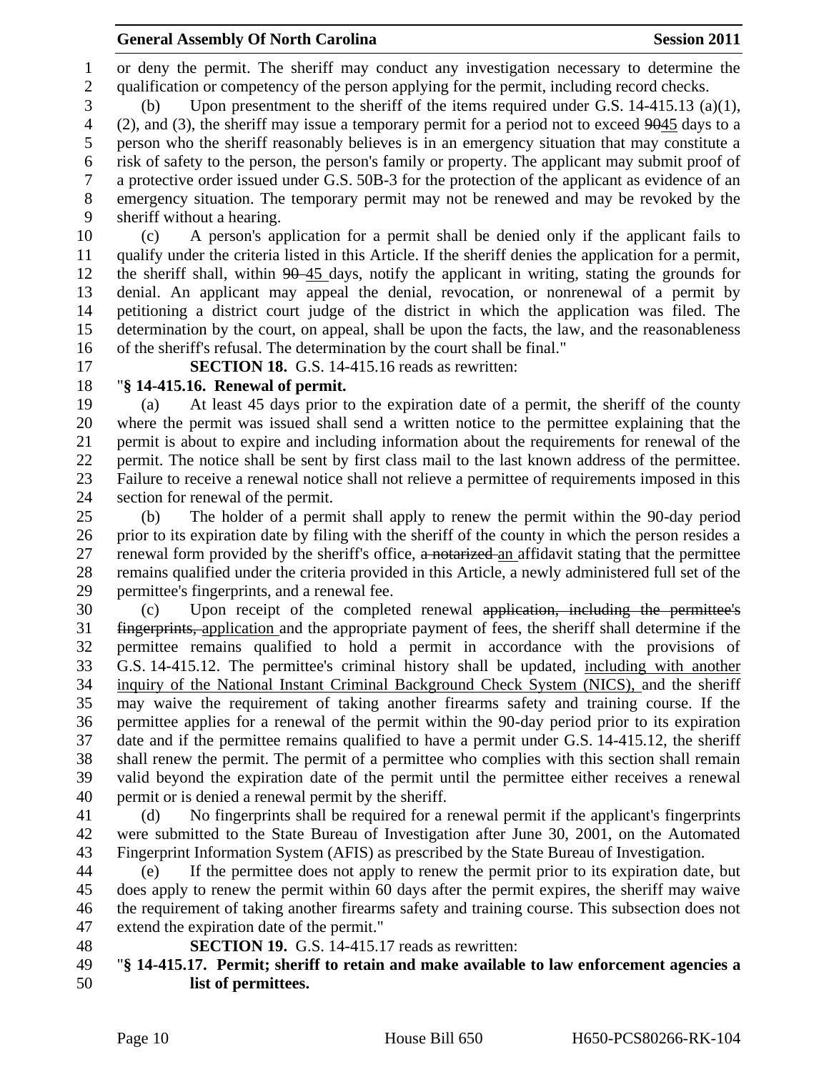or deny the permit. The sheriff may conduct any investigation necessary to determine the qualification or competency of the person applying for the permit, including record checks.

(b) Upon presentment to the sheriff of the items required under G.S. 14-415.13 (a)(1), (2), and (3), the sheriff may issue a temporary permit for a period not to exceed ~~90~~45 days to a person who the sheriff reasonably believes is in an emergency situation that may constitute a risk of safety to the person, the person's family or property. The applicant may submit proof of a protective order issued under G.S. 50B-3 for the protection of the applicant as evidence of an emergency situation. The temporary permit may not be renewed and may be revoked by the sheriff without a hearing.

(c) A person's application for a permit shall be denied only if the applicant fails to qualify under the criteria listed in this Article. If the sheriff denies the application for a permit, the sheriff shall, within ~~90~~ 45 days, notify the applicant in writing, stating the grounds for denial. An applicant may appeal the denial, revocation, or nonrenewal of a permit by petitioning a district court judge of the district in which the application was filed. The determination by the court, on appeal, shall be upon the facts, the law, and the reasonableness of the sheriff's refusal. The determination by the court shall be final."

**SECTION 18.** G.S. 14-415.16 reads as rewritten:

"**§ 14-415.16. Renewal of permit.**

(a) At least 45 days prior to the expiration date of a permit, the sheriff of the county where the permit was issued shall send a written notice to the permittee explaining that the permit is about to expire and including information about the requirements for renewal of the permit. The notice shall be sent by first class mail to the last known address of the permittee. Failure to receive a renewal notice shall not relieve a permittee of requirements imposed in this section for renewal of the permit.

(b) The holder of a permit shall apply to renew the permit within the 90-day period prior to its expiration date by filing with the sheriff of the county in which the person resides a renewal form provided by the sheriff's office, ~~a notarized~~ an affidavit stating that the permittee remains qualified under the criteria provided in this Article, a newly administered full set of the permittee's fingerprints, and a renewal fee.

(c) Upon receipt of the completed renewal ~~application, including the permittee's fingerprints,~~ application and the appropriate payment of fees, the sheriff shall determine if the permittee remains qualified to hold a permit in accordance with the provisions of G.S. 14-415.12. The permittee's criminal history shall be updated, including with another inquiry of the National Instant Criminal Background Check System (NICS), and the sheriff may waive the requirement of taking another firearms safety and training course. If the permittee applies for a renewal of the permit within the 90-day period prior to its expiration date and if the permittee remains qualified to have a permit under G.S. 14-415.12, the sheriff shall renew the permit. The permit of a permittee who complies with this section shall remain valid beyond the expiration date of the permit until the permittee either receives a renewal permit or is denied a renewal permit by the sheriff.

(d) No fingerprints shall be required for a renewal permit if the applicant's fingerprints were submitted to the State Bureau of Investigation after June 30, 2001, on the Automated Fingerprint Information System (AFIS) as prescribed by the State Bureau of Investigation.

(e) If the permittee does not apply to renew the permit prior to its expiration date, but does apply to renew the permit within 60 days after the permit expires, the sheriff may waive the requirement of taking another firearms safety and training course. This subsection does not extend the expiration date of the permit."

**SECTION 19.** G.S. 14-415.17 reads as rewritten:

"**§ 14-415.17. Permit; sheriff to retain and make available to law enforcement agencies a list of permittees.**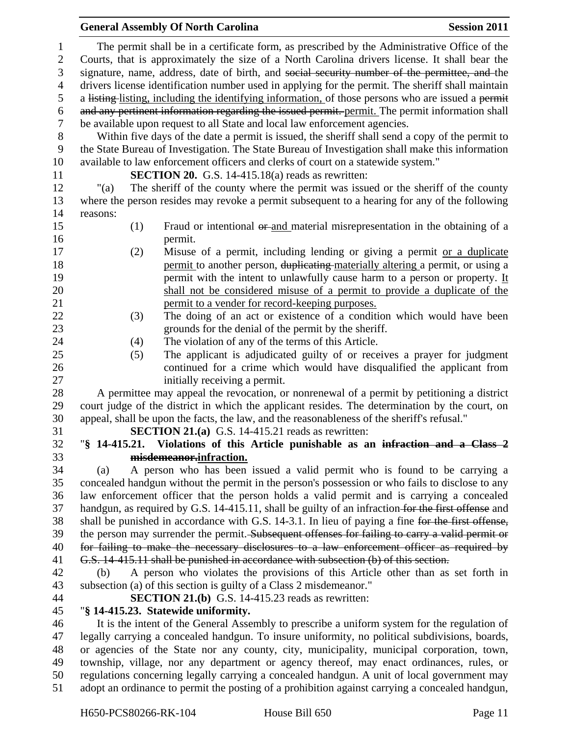The permit shall be in a certificate form, as prescribed by the Administrative Office of the Courts, that is approximately the size of a North Carolina drivers license. It shall bear the signature, name, address, date of birth, and ~~social security number of the permittee, and~~ the drivers license identification number used in applying for the permit. The sheriff shall maintain a ~~listing~~ listing, including the identifying information, of those persons who are issued a ~~permit and any pertinent information regarding the issued permit.~~ permit. The permit information shall be available upon request to all State and local law enforcement agencies.

Within five days of the date a permit is issued, the sheriff shall send a copy of the permit to the State Bureau of Investigation. The State Bureau of Investigation shall make this information available to law enforcement officers and clerks of court on a statewide system."

**SECTION 20.** G.S. 14-415.18(a) reads as rewritten:

"(a) The sheriff of the county where the permit was issued or the sheriff of the county where the person resides may revoke a permit subsequent to a hearing for any of the following reasons:

(1) Fraud or intentional ~~or~~ and material misrepresentation in the obtaining of a permit.

(2) Misuse of a permit, including lending or giving a permit or a duplicate permit to another person, ~~duplicating~~ materially altering a permit, or using a permit with the intent to unlawfully cause harm to a person or property. It shall not be considered misuse of a permit to provide a duplicate of the permit to a vender for record-keeping purposes.

(3) The doing of an act or existence of a condition which would have been grounds for the denial of the permit by the sheriff.

(4) The violation of any of the terms of this Article.

(5) The applicant is adjudicated guilty of or receives a prayer for judgment continued for a crime which would have disqualified the applicant from initially receiving a permit.

A permittee may appeal the revocation, or nonrenewal of a permit by petitioning a district court judge of the district in which the applicant resides. The determination by the court, on appeal, shall be upon the facts, the law, and the reasonableness of the sheriff's refusal."

**SECTION 21.(a)** G.S. 14-415.21 reads as rewritten:

"**§ 14-415.21. Violations of this Article punishable as an ~~infraction and a Class 2 misdemeanor.~~infraction.**

(a) A person who has been issued a valid permit who is found to be carrying a concealed handgun without the permit in the person's possession or who fails to disclose to any law enforcement officer that the person holds a valid permit and is carrying a concealed handgun, as required by G.S. 14-415.11, shall be guilty of an infraction ~~for the first offense~~ and shall be punished in accordance with G.S. 14-3.1. In lieu of paying a fine ~~for the first offense,~~ the person may surrender the permit. ~~Subsequent offenses for failing to carry a valid permit or for failing to make the necessary disclosures to a law enforcement officer as required by G.S. 14-415.11 shall be punished in accordance with subsection (b) of this section.~~

(b) A person who violates the provisions of this Article other than as set forth in subsection (a) of this section is guilty of a Class 2 misdemeanor."

**SECTION 21.(b)** G.S. 14-415.23 reads as rewritten:

"**§ 14-415.23. Statewide uniformity.**

It is the intent of the General Assembly to prescribe a uniform system for the regulation of legally carrying a concealed handgun. To insure uniformity, no political subdivisions, boards, or agencies of the State nor any county, city, municipality, municipal corporation, town, township, village, nor any department or agency thereof, may enact ordinances, rules, or regulations concerning legally carrying a concealed handgun. A unit of local government may adopt an ordinance to permit the posting of a prohibition against carrying a concealed handgun,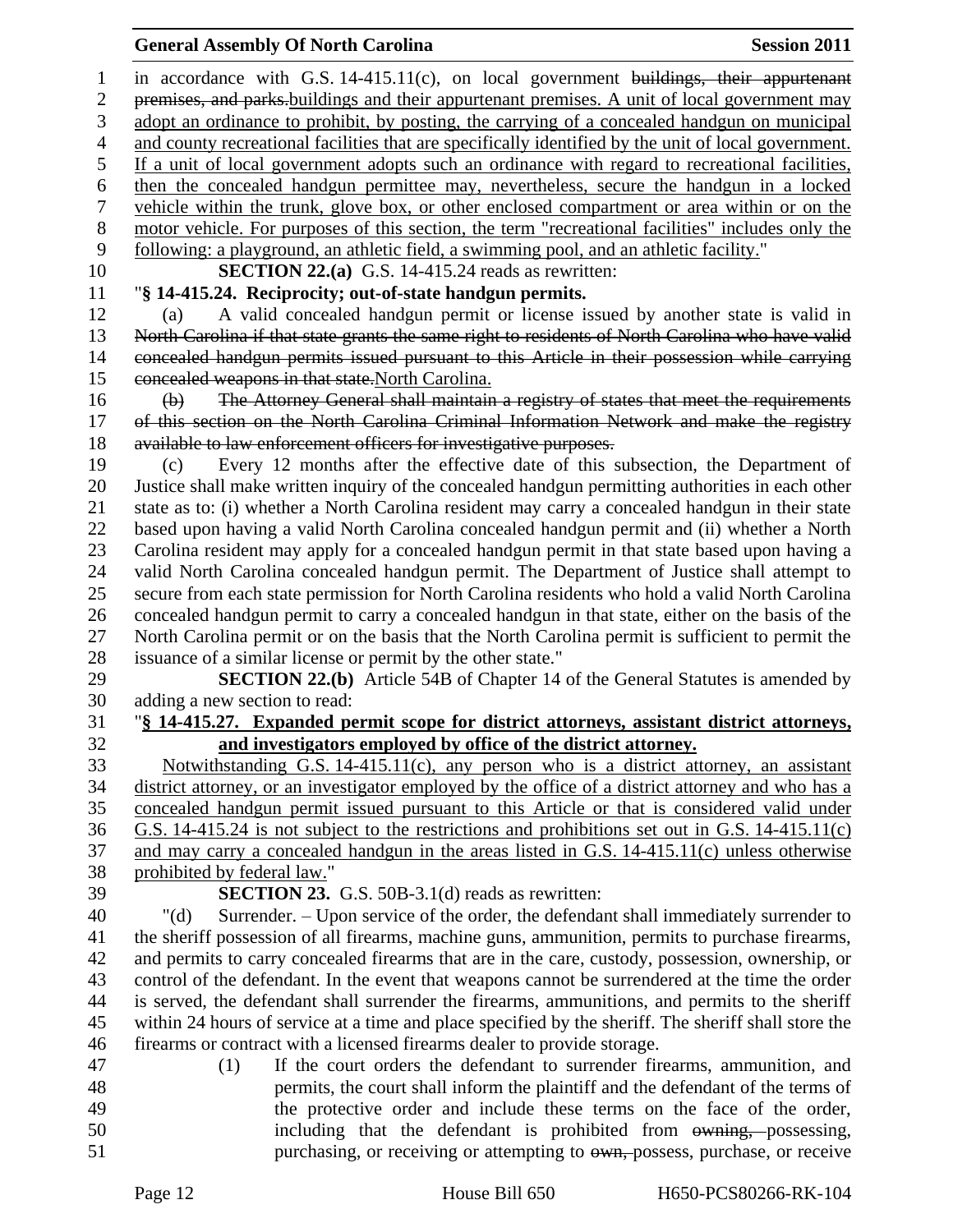in accordance with G.S. 14-415.11(c), on local government ~~buildings, their appurtenant premises, and parks.~~buildings and their appurtenant premises. A unit of local government may adopt an ordinance to prohibit, by posting, the carrying of a concealed handgun on municipal and county recreational facilities that are specifically identified by the unit of local government. If a unit of local government adopts such an ordinance with regard to recreational facilities, then the concealed handgun permittee may, nevertheless, secure the handgun in a locked vehicle within the trunk, glove box, or other enclosed compartment or area within or on the motor vehicle. For purposes of this section, the term "recreational facilities" includes only the following: a playground, an athletic field, a swimming pool, and an athletic facility."

**SECTION 22.(a)** G.S. 14-415.24 reads as rewritten:

"**§ 14-415.24. Reciprocity; out-of-state handgun permits.**

(a) A valid concealed handgun permit or license issued by another state is valid in ~~North Carolina if that state grants the same right to residents of North Carolina who have valid concealed handgun permits issued pursuant to this Article in their possession while carrying concealed weapons in that state.~~North Carolina.

~~(b) The Attorney General shall maintain a registry of states that meet the requirements of this section on the North Carolina Criminal Information Network and make the registry available to law enforcement officers for investigative purposes.~~

(c) Every 12 months after the effective date of this subsection, the Department of Justice shall make written inquiry of the concealed handgun permitting authorities in each other state as to: (i) whether a North Carolina resident may carry a concealed handgun in their state based upon having a valid North Carolina concealed handgun permit and (ii) whether a North Carolina resident may apply for a concealed handgun permit in that state based upon having a valid North Carolina concealed handgun permit. The Department of Justice shall attempt to secure from each state permission for North Carolina residents who hold a valid North Carolina concealed handgun permit to carry a concealed handgun in that state, either on the basis of the North Carolina permit or on the basis that the North Carolina permit is sufficient to permit the issuance of a similar license or permit by the other state."

**SECTION 22.(b)** Article 54B of Chapter 14 of the General Statutes is amended by adding a new section to read:

"**§ 14-415.27. Expanded permit scope for district attorneys, assistant district attorneys, and investigators employed by office of the district attorney.**

Notwithstanding G.S. 14-415.11(c), any person who is a district attorney, an assistant district attorney, or an investigator employed by the office of a district attorney and who has a concealed handgun permit issued pursuant to this Article or that is considered valid under G.S. 14-415.24 is not subject to the restrictions and prohibitions set out in G.S. 14-415.11(c) and may carry a concealed handgun in the areas listed in G.S. 14-415.11(c) unless otherwise prohibited by federal law."

**SECTION 23.** G.S. 50B-3.1(d) reads as rewritten:

"(d) Surrender. – Upon service of the order, the defendant shall immediately surrender to the sheriff possession of all firearms, machine guns, ammunition, permits to purchase firearms, and permits to carry concealed firearms that are in the care, custody, possession, ownership, or control of the defendant. In the event that weapons cannot be surrendered at the time the order is served, the defendant shall surrender the firearms, ammunitions, and permits to the sheriff within 24 hours of service at a time and place specified by the sheriff. The sheriff shall store the firearms or contract with a licensed firearms dealer to provide storage.

(1) If the court orders the defendant to surrender firearms, ammunition, and permits, the court shall inform the plaintiff and the defendant of the terms of the protective order and include these terms on the face of the order, including that the defendant is prohibited from ~~owning,~~ possessing, purchasing, or receiving or attempting to ~~own,~~ possess, purchase, or receive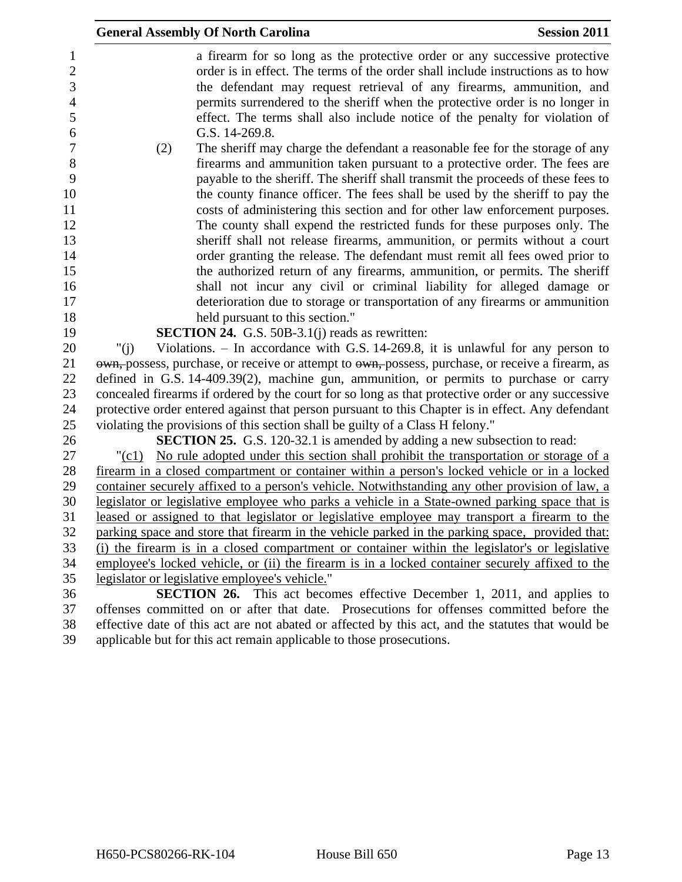a firearm for so long as the protective order or any successive protective order is in effect. The terms of the order shall include instructions as to how the defendant may request retrieval of any firearms, ammunition, and permits surrendered to the sheriff when the protective order is no longer in effect. The terms shall also include notice of the penalty for violation of G.S. 14-269.8.

(2) The sheriff may charge the defendant a reasonable fee for the storage of any firearms and ammunition taken pursuant to a protective order. The fees are payable to the sheriff. The sheriff shall transmit the proceeds of these fees to the county finance officer. The fees shall be used by the sheriff to pay the costs of administering this section and for other law enforcement purposes. The county shall expend the restricted funds for these purposes only. The sheriff shall not release firearms, ammunition, or permits without a court order granting the release. The defendant must remit all fees owed prior to the authorized return of any firearms, ammunition, or permits. The sheriff shall not incur any civil or criminal liability for alleged damage or deterioration due to storage or transportation of any firearms or ammunition held pursuant to this section."

**SECTION 24.** G.S. 50B-3.1(j) reads as rewritten:

"(j) Violations. – In accordance with G.S. 14-269.8, it is unlawful for any person to ~~own,~~ possess, purchase, or receive or attempt to ~~own,~~ possess, purchase, or receive a firearm, as defined in G.S. 14-409.39(2), machine gun, ammunition, or permits to purchase or carry concealed firearms if ordered by the court for so long as that protective order or any successive protective order entered against that person pursuant to this Chapter is in effect. Any defendant violating the provisions of this section shall be guilty of a Class H felony."

**SECTION 25.** G.S. 120-32.1 is amended by adding a new subsection to read:

"(c1) No rule adopted under this section shall prohibit the transportation or storage of a firearm in a closed compartment or container within a person's locked vehicle or in a locked container securely affixed to a person's vehicle. Notwithstanding any other provision of law, a legislator or legislative employee who parks a vehicle in a State-owned parking space that is leased or assigned to that legislator or legislative employee may transport a firearm to the parking space and store that firearm in the vehicle parked in the parking space, provided that: (i) the firearm is in a closed compartment or container within the legislator's or legislative employee's locked vehicle, or (ii) the firearm is in a locked container securely affixed to the legislator or legislative employee's vehicle."

**SECTION 26.** This act becomes effective December 1, 2011, and applies to offenses committed on or after that date. Prosecutions for offenses committed before the effective date of this act are not abated or affected by this act, and the statutes that would be applicable but for this act remain applicable to those prosecutions.